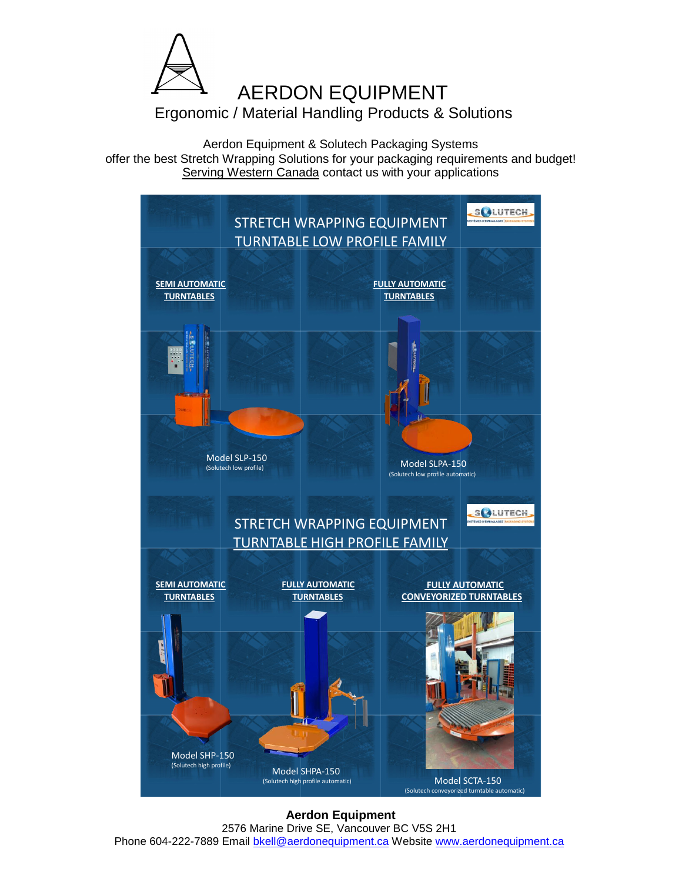# AERDON EQUIPMENT

Ergonomic / Material Handling Products & Solutions

Aerdon Equipment & Solutech Packaging Systems
offer the best Stretch Wrapping Solutions for your packaging requirements and budget!
Serving Western Canada contact us with your applications

## STRETCH WRAPPING EQUIPMENT
## TURNTABLE LOW PROFILE FAMILY

**SEMI AUTOMATIC TURNTABLES**

Model SLP-150
(Solutech low profile)

**FULLY AUTOMATIC TURNTABLES**

Model SLPA-150
(Solutech low profile automatic)

## STRETCH WRAPPING EQUIPMENT
## TURNTABLE HIGH PROFILE FAMILY

**SEMI AUTOMATIC TURNTABLES**

Model SHP-150
(Solutech high profile)

**FULLY AUTOMATIC TURNTABLES**

Model SHPA-150
(Solutech high profile automatic)

**FULLY AUTOMATIC CONVEYORIZED TURNTABLES**

Model SCTA-150
(Solutech conveyorized turntable automatic)

**Aerdon Equipment**
2576 Marine Drive SE, Vancouver BC V5S 2H1
Phone 604-222-7889 Email bkell@aerdonequipment.ca Website www.aerdonequipment.ca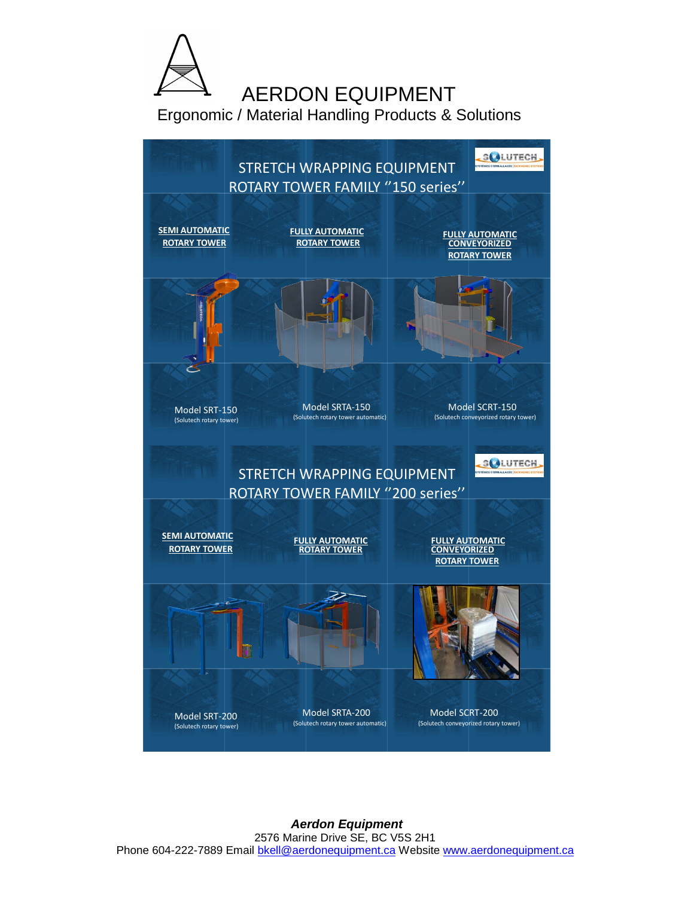# AERDON EQUIPMENT

Ergonomic / Material Handling Products & Solutions

## STRETCH WRAPPING EQUIPMENT ROTARY TOWER FAMILY ''150 series''

| SEMI AUTOMATIC ROTARY TOWER | FULLY AUTOMATIC ROTARY TOWER | FULLY AUTOMATIC CONVEYORIZED ROTARY TOWER |
| --- | --- | --- |
| Model SRT-150 (Solutech rotary tower) | Model SRTA-150 (Solutech rotary tower automatic) | Model SCRT-150 (Solutech conveyorized rotary tower) |

## STRETCH WRAPPING EQUIPMENT ROTARY TOWER FAMILY ''200 series''

| SEMI AUTOMATIC ROTARY TOWER | FULLY AUTOMATIC ROTARY TOWER | FULLY AUTOMATIC CONVEYORIZED ROTARY TOWER |
| --- | --- | --- |
| Model SRT-200 (Solutech rotary tower) | Model SRTA-200 (Solutech rotary tower automatic) | Model SCRT-200 (Solutech conveyorized rotary tower) |

***Aerdon Equipment***
2576 Marine Drive SE, BC V5S 2H1
Phone 604-222-7889 Email bkell@aerdonequipment.ca Website www.aerdonequipment.ca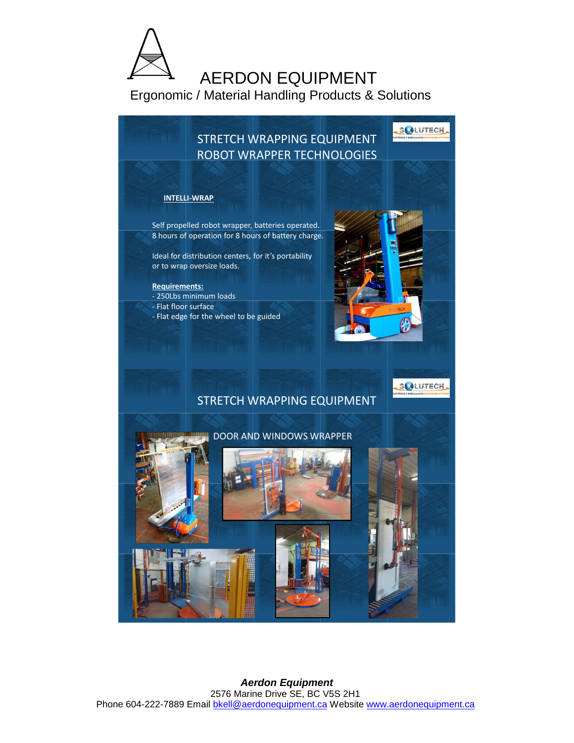# AERDON EQUIPMENT

Ergonomic / Material Handling Products & Solutions

## STRETCH WRAPPING EQUIPMENT
## ROBOT WRAPPER TECHNOLOGIES

### INTELLI-WRAP

Self propelled robot wrapper, batteries operated.
8 hours of operation for 8 hours of battery charge.

Ideal for distribution centers, for it's portability or to wrap oversize loads.

**Requirements:**

- 250Lbs minimum loads
- Flat floor surface
- Flat edge for the wheel to be guided

## STRETCH WRAPPING EQUIPMENT

### DOOR AND WINDOWS WRAPPER

***Aerdon Equipment***
2576 Marine Drive SE, BC V5S 2H1
Phone 604-222-7889 Email bkell@aerdonequipment.ca Website www.aerdonequipment.ca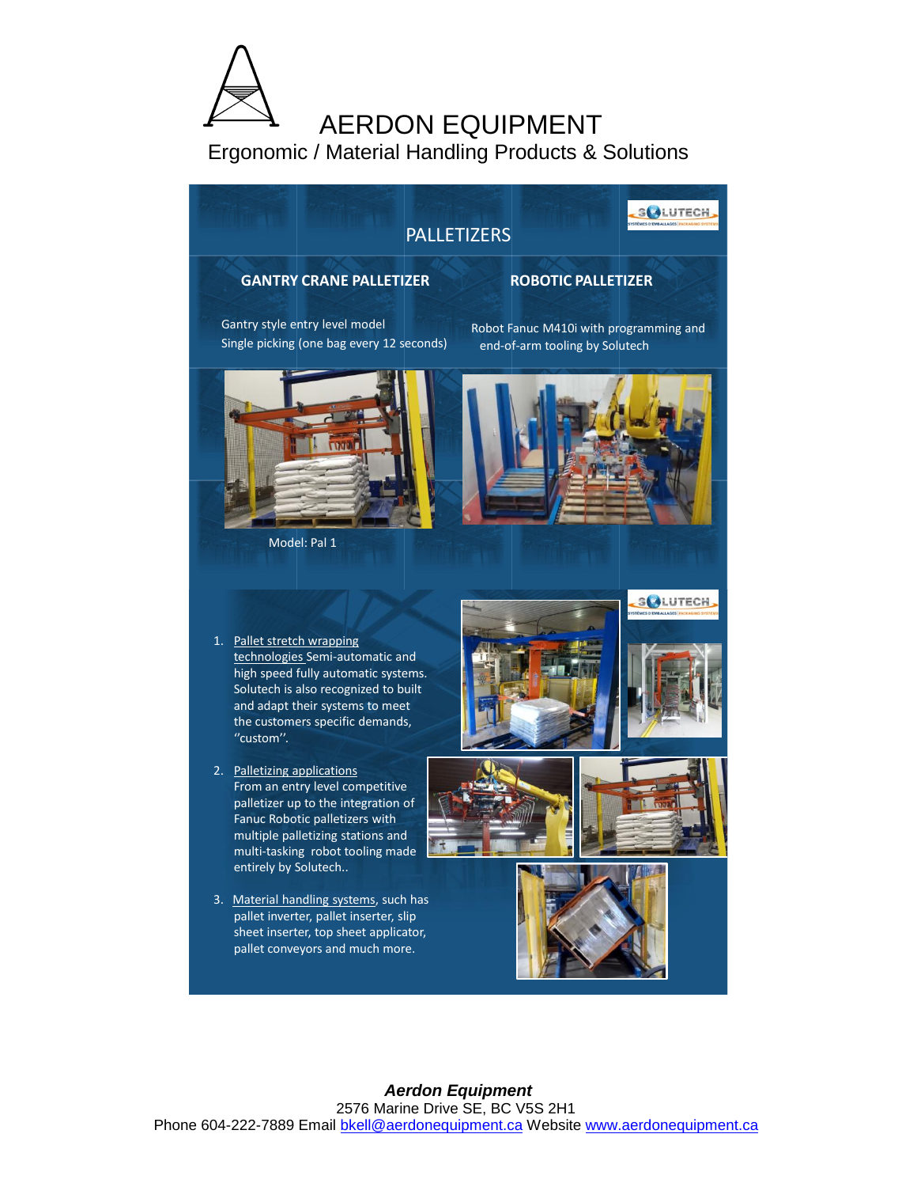# AERDON EQUIPMENT

Ergonomic / Material Handling Products & Solutions

## PALLETIZERS

### GANTRY CRANE PALLETIZER

Gantry style entry level model
Single picking (one bag every 12 seconds)

Model: Pal 1

### ROBOTIC PALLETIZER

Robot Fanuc M410i with programming and end-of-arm tooling by Solutech

1. Pallet stretch wrapping technologies Semi-automatic and high speed fully automatic systems. Solutech is also recognized to built and adapt their systems to meet the customers specific demands, ''custom''.
2. Palletizing applications From an entry level competitive palletizer up to the integration of Fanuc Robotic palletizers with multiple palletizing stations and multi-tasking robot tooling made entirely by Solutech..
3. Material handling systems, such has pallet inverter, pallet inserter, slip sheet inserter, top sheet applicator, pallet conveyors and much more.

***Aerdon Equipment***
2576 Marine Drive SE, BC V5S 2H1
Phone 604-222-7889 Email bkell@aerdonequipment.ca Website www.aerdonequipment.ca